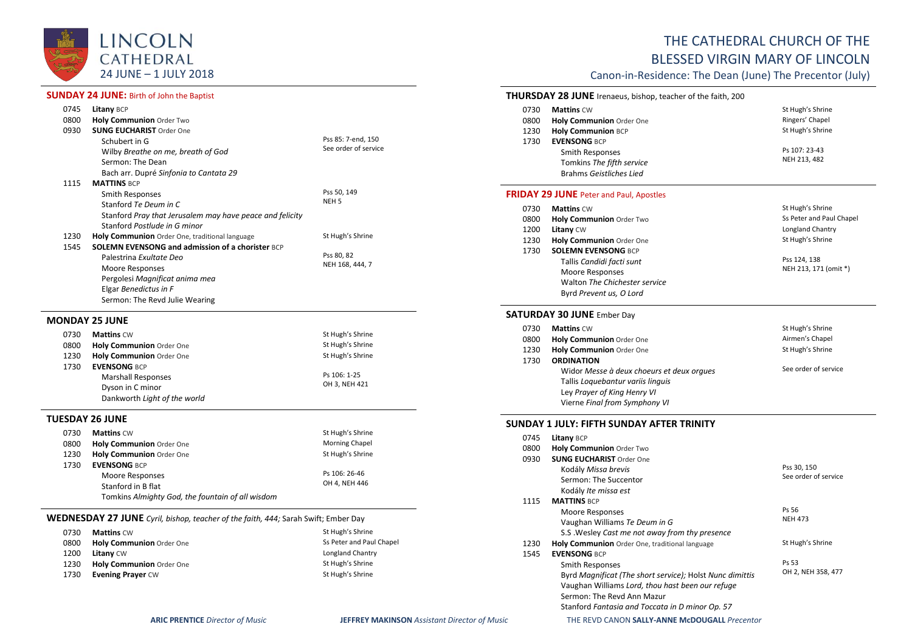# LINCOLN CATHEDRAL
24 JUNE – 1 JULY 2018

# THE CATHEDRAL CHURCH OF THE BLESSED VIRGIN MARY OF LINCOLN

Canon-in-Residence: The Dean (June) The Precentor (July)

## SUNDAY 24 JUNE: Birth of John the Baptist

| | | |
|---|---|---|
| 0745 | **Litany** BCP | |
| 0800 | **Holy Communion** Order Two | |
| 0930 | **SUNG EUCHARIST** Order One | |
| | Schubert in G | Pss 85: 7-end, 150 |
| | Wilby *Breathe on me, breath of God* | See order of service |
| | Sermon: The Dean | |
| | Bach arr. Dupré *Sinfonia to Cantata 29* | |
| 1115 | **MATTINS** BCP | |
| | Smith Responses | Pss 50, 149 |
| | Stanford *Te Deum in C* | NEH 5 |
| | Stanford *Pray that Jerusalem may have peace and felicity* | |
| | Stanford *Postlude in G minor* | |
| 1230 | **Holy Communion** Order One, traditional language | St Hugh's Shrine |
| 1545 | **SOLEMN EVENSONG and admission of a chorister** BCP | |
| | Palestrina *Exultate Deo* | Pss 80, 82 |
| | Moore Responses | NEH 168, 444, 7 |
| | Pergolesi *Magnificat anima mea* | |
| | Elgar *Benedictus in F* | |
| | Sermon: The Revd Julie Wearing | |

## MONDAY 25 JUNE

| | | |
|---|---|---|
| 0730 | **Mattins** CW | St Hugh's Shrine |
| 0800 | **Holy Communion** Order One | St Hugh's Shrine |
| 1230 | **Holy Communion** Order One | St Hugh's Shrine |
| 1730 | **EVENSONG** BCP | |
| | Marshall Responses | Ps 106: 1-25 |
| | Dyson in C minor | OH 3, NEH 421 |
| | Dankworth *Light of the world* | |

## TUESDAY 26 JUNE

| | | |
|---|---|---|
| 0730 | **Mattins** CW | St Hugh's Shrine |
| 0800 | **Holy Communion** Order One | Morning Chapel |
| 1230 | **Holy Communion** Order One | St Hugh's Shrine |
| 1730 | **EVENSONG** BCP | |
| | Moore Responses | Ps 106: 26-46 |
| | Stanford in B flat | OH 4, NEH 446 |
| | Tomkins *Almighty God, the fountain of all wisdom* | |

## WEDNESDAY 27 JUNE *Cyril, bishop, teacher of the faith, 444;* Sarah Swift; Ember Day

| | | |
|---|---|---|
| 0730 | **Mattins** CW | St Hugh's Shrine |
| 0800 | **Holy Communion** Order One | Ss Peter and Paul Chapel |
| 1200 | **Litany** CW | Longland Chantry |
| 1230 | **Holy Communion** Order One | St Hugh's Shrine |
| 1730 | **Evening Prayer** CW | St Hugh's Shrine |

## THURSDAY 28 JUNE Irenaeus, bishop, teacher of the faith, 200

| | | |
|---|---|---|
| 0730 | **Mattins** CW | St Hugh's Shrine |
| 0800 | **Holy Communion** Order One | Ringers' Chapel |
| 1230 | **Holy Communion** BCP | St Hugh's Shrine |
| 1730 | **EVENSONG** BCP | |
| | Smith Responses | Ps 107: 23-43 |
| | Tomkins *The fifth service* | NEH 213, 482 |
| | Brahms *Geistliches Lied* | |

## FRIDAY 29 JUNE Peter and Paul, Apostles

| | | |
|---|---|---|
| 0730 | **Mattins** CW | St Hugh's Shrine |
| 0800 | **Holy Communion** Order Two | Ss Peter and Paul Chapel |
| 1200 | **Litany** CW | Longland Chantry |
| 1230 | **Holy Communion** Order One | St Hugh's Shrine |
| 1730 | **SOLEMN EVENSONG** BCP | |
| | Tallis *Candidi facti sunt* | Pss 124, 138 |
| | Moore Responses | NEH 213, 171 (omit *) |
| | Walton *The Chichester service* | |
| | Byrd *Prevent us, O Lord* | |

## SATURDAY 30 JUNE Ember Day

| | | |
|---|---|---|
| 0730 | **Mattins** CW | St Hugh's Shrine |
| 0800 | **Holy Communion** Order One | Airmen's Chapel |
| 1230 | **Holy Communion** Order One | St Hugh's Shrine |
| 1730 | **ORDINATION** | |
| | Widor *Messe à deux choeurs et deux orgues* | See order of service |
| | Tallis *Loquebantur variis linguis* | |
| | Ley *Prayer of King Henry VI* | |
| | Vierne *Final from Symphony VI* | |

## SUNDAY 1 JULY: FIFTH SUNDAY AFTER TRINITY

| | | |
|---|---|---|
| 0745 | **Litany** BCP | |
| 0800 | **Holy Communion** Order Two | |
| 0930 | **SUNG EUCHARIST** Order One | |
| | Kodály *Missa brevis* | Pss 30, 150 |
| | Sermon: The Succentor | See order of service |
| | Kodály *Ite missa est* | |
| 1115 | **MATTINS** BCP | |
| | Moore Responses | Ps 56 |
| | Vaughan Williams *Te Deum in G* | NEH 473 |
| | S.S .Wesley *Cast me not away from thy presence* | |
| 1230 | **Holy Communion** Order One, traditional language | St Hugh's Shrine |
| 1545 | **EVENSONG** BCP | |
| | Smith Responses | Ps 53 |
| | Byrd *Magnificat (The short service)*; Holst *Nunc dimittis* | OH 2, NEH 358, 477 |
| | Vaughan Williams *Lord, thou hast been our refuge* | |
| | Sermon: The Revd Ann Mazur | |
| | Stanford *Fantasia and Toccata in D minor Op. 57* | |

**ARIC PRENTICE** *Director of Music* | **JEFFREY MAKINSON** *Assistant Director of Music* | THE REVD CANON **SALLY-ANNE McDOUGALL** *Precentor*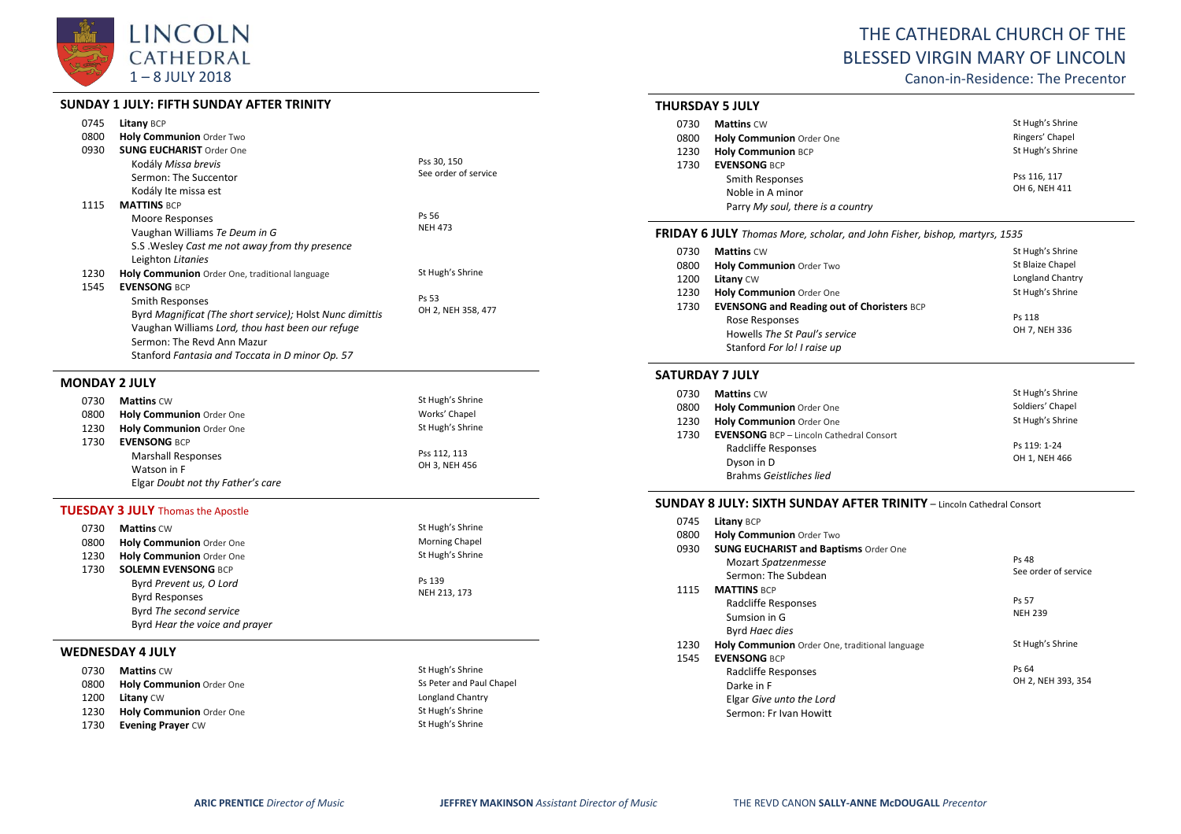# LINCOLN CATHEDRAL

1 – 8 JULY 2018

# THE CATHEDRAL CHURCH OF THE BLESSED VIRGIN MARY OF LINCOLN

Canon-in-Residence: The Precentor

## SUNDAY 1 JULY: FIFTH SUNDAY AFTER TRINITY

| | | |
|---|---|---|
| 0745 | **Litany** BCP | |
| 0800 | **Holy Communion** Order Two | |
| 0930 | **SUNG EUCHARIST** Order One | |
| | Kodály *Missa brevis* | Pss 30, 150 |
| | Sermon: The Succentor | See order of service |
| | Kodály Ite missa est | |
| 1115 | **MATTINS** BCP | |
| | Moore Responses | Ps 56 |
| | Vaughan Williams *Te Deum in G* | NEH 473 |
| | S.S .Wesley *Cast me not away from thy presence* | |
| | Leighton *Litanies* | |
| 1230 | **Holy Communion** Order One, traditional language | St Hugh's Shrine |
| 1545 | **EVENSONG** BCP | |
| | Smith Responses | Ps 53 |
| | Byrd *Magnificat (The short service)*; Holst *Nunc dimittis* | OH 2, NEH 358, 477 |
| | Vaughan Williams *Lord, thou hast been our refuge* | |
| | Sermon: The Revd Ann Mazur | |
| | Stanford *Fantasia and Toccata in D minor Op. 57* | |

## MONDAY 2 JULY

| | | |
|---|---|---|
| 0730 | **Mattins** CW | St Hugh's Shrine |
| 0800 | **Holy Communion** Order One | Works' Chapel |
| 1230 | **Holy Communion** Order One | St Hugh's Shrine |
| 1730 | **EVENSONG** BCP | |
| | Marshall Responses | Pss 112, 113 |
| | Watson in F | OH 3, NEH 456 |
| | Elgar *Doubt not thy Father's care* | |

## TUESDAY 3 JULY Thomas the Apostle

| | | |
|---|---|---|
| 0730 | **Mattins** CW | St Hugh's Shrine |
| 0800 | **Holy Communion** Order One | Morning Chapel |
| 1230 | **Holy Communion** Order One | St Hugh's Shrine |
| 1730 | **SOLEMN EVENSONG** BCP | |
| | Byrd *Prevent us, O Lord* | Ps 139 |
| | Byrd Responses | NEH 213, 173 |
| | Byrd *The second service* | |
| | Byrd *Hear the voice and prayer* | |

## WEDNESDAY 4 JULY

| | | |
|---|---|---|
| 0730 | **Mattins** CW | St Hugh's Shrine |
| 0800 | **Holy Communion** Order One | Ss Peter and Paul Chapel |
| 1200 | **Litany** CW | Longland Chantry |
| 1230 | **Holy Communion** Order One | St Hugh's Shrine |
| 1730 | **Evening Prayer** CW | St Hugh's Shrine |

## THURSDAY 5 JULY

| | | |
|---|---|---|
| 0730 | **Mattins** CW | St Hugh's Shrine |
| 0800 | **Holy Communion** Order One | Ringers' Chapel |
| 1230 | **Holy Communion** BCP | St Hugh's Shrine |
| 1730 | **EVENSONG** BCP | |
| | Smith Responses | Pss 116, 117 |
| | Noble in A minor | OH 6, NEH 411 |
| | Parry *My soul, there is a country* | |

## FRIDAY 6 JULY *Thomas More, scholar, and John Fisher, bishop, martyrs, 1535*

| | | |
|---|---|---|
| 0730 | **Mattins** CW | St Hugh's Shrine |
| 0800 | **Holy Communion** Order Two | St Blaize Chapel |
| 1200 | **Litany** CW | Longland Chantry |
| 1230 | **Holy Communion** Order One | St Hugh's Shrine |
| 1730 | **EVENSONG and Reading out of Choristers** BCP | |
| | Rose Responses | Ps 118 |
| | Howells *The St Paul's service* | OH 7, NEH 336 |
| | Stanford *For lo! I raise up* | |

## SATURDAY 7 JULY

| | | |
|---|---|---|
| 0730 | **Mattins** CW | St Hugh's Shrine |
| 0800 | **Holy Communion** Order One | Soldiers' Chapel |
| 1230 | **Holy Communion** Order One | St Hugh's Shrine |
| 1730 | **EVENSONG** BCP – Lincoln Cathedral Consort | |
| | Radcliffe Responses | Ps 119: 1-24 |
| | Dyson in D | OH 1, NEH 466 |
| | Brahms *Geistliches lied* | |

## SUNDAY 8 JULY: SIXTH SUNDAY AFTER TRINITY – Lincoln Cathedral Consort

| | | |
|---|---|---|
| 0745 | **Litany** BCP | |
| 0800 | **Holy Communion** Order Two | |
| 0930 | **SUNG EUCHARIST and Baptisms** Order One | |
| | Mozart *Spatzenmesse* | Ps 48 |
| | Sermon: The Subdean | See order of service |
| 1115 | **MATTINS** BCP | |
| | Radcliffe Responses | Ps 57 |
| | Sumsion in G | NEH 239 |
| | Byrd *Haec dies* | |
| 1230 | **Holy Communion** Order One, traditional language | St Hugh's Shrine |
| 1545 | **EVENSONG** BCP | |
| | Radcliffe Responses | Ps 64 |
| | Darke in F | OH 2, NEH 393, 354 |
| | Elgar *Give unto the Lord* | |
| | Sermon: Fr Ivan Howitt | |

**ARIC PRENTICE** *Director of Music* **JEFFREY MAKINSON** *Assistant Director of Music* THE REVD CANON **SALLY-ANNE McDOUGALL** *Precentor*